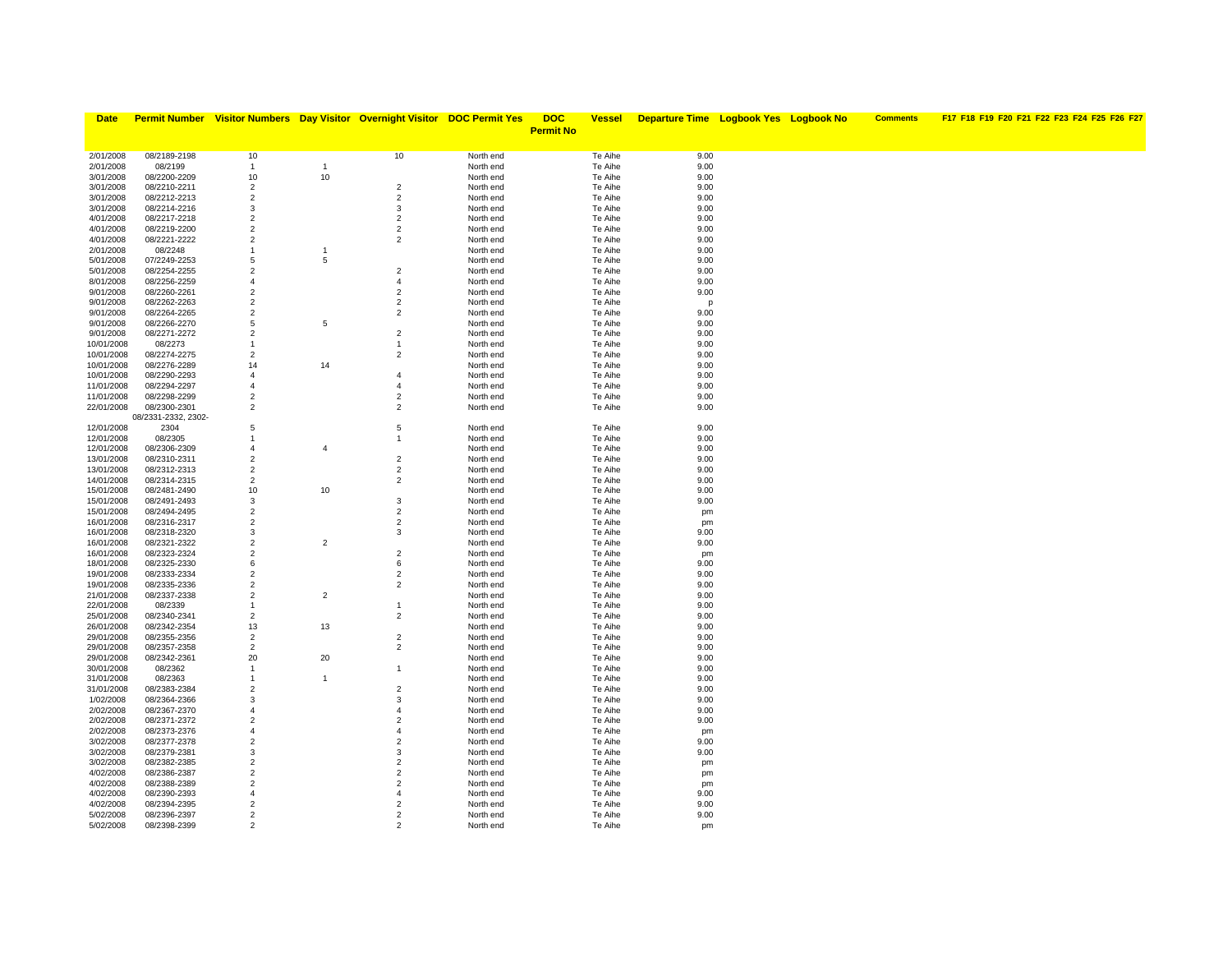| Date | Permit Number | Visitor Numbers | Day Visitor | Overnight Visitor | DOC Permit Yes | DOC Permit No | Vessel | Departure Time | Logbook Yes | Logbook No | Comments | F17 | F18 | F19 | F20 | F21 | F22 | F23 | F24 | F25 | F26 | F27 |
|---|---|---|---|---|---|---|---|---|---|---|---|---|---|---|---|---|---|---|---|---|---|---|
| 2/01/2008 | 08/2189-2198 | 10 | | 10 | North end | | Te Aihe | 9.00 | | | | | | | | | | | | | | |
| 2/01/2008 | 08/2199 | 1 | 1 | | North end | | Te Aihe | 9.00 | | | | | | | | | | | | | | |
| 3/01/2008 | 08/2200-2209 | 10 | 10 | | North end | | Te Aihe | 9.00 | | | | | | | | | | | | | | |
| 3/01/2008 | 08/2210-2211 | 2 | | 2 | North end | | Te Aihe | 9.00 | | | | | | | | | | | | | | |
| 3/01/2008 | 08/2212-2213 | 2 | | 2 | North end | | Te Aihe | 9.00 | | | | | | | | | | | | | | |
| 3/01/2008 | 08/2214-2216 | 3 | | 3 | North end | | Te Aihe | 9.00 | | | | | | | | | | | | | | |
| 4/01/2008 | 08/2217-2218 | 2 | | 2 | North end | | Te Aihe | 9.00 | | | | | | | | | | | | | | |
| 4/01/2008 | 08/2219-2200 | 2 | | 2 | North end | | Te Aihe | 9.00 | | | | | | | | | | | | | | |
| 4/01/2008 | 08/2221-2222 | 2 | | 2 | North end | | Te Aihe | 9.00 | | | | | | | | | | | | | | |
| 2/01/2008 | 08/2248 | 1 | 1 | | North end | | Te Aihe | 9.00 | | | | | | | | | | | | | | |
| 5/01/2008 | 07/2249-2253 | 5 | 5 | | North end | | Te Aihe | 9.00 | | | | | | | | | | | | | | |
| 5/01/2008 | 08/2254-2255 | 2 | | 2 | North end | | Te Aihe | 9.00 | | | | | | | | | | | | | | |
| 8/01/2008 | 08/2256-2259 | 4 | | 4 | North end | | Te Aihe | 9.00 | | | | | | | | | | | | | | |
| 9/01/2008 | 08/2260-2261 | 2 | | 2 | North end | | Te Aihe | 9.00 | | | | | | | | | | | | | | |
| 9/01/2008 | 08/2262-2263 | 2 | | 2 | North end | | Te Aihe | p | | | | | | | | | | | | | | |
| 9/01/2008 | 08/2264-2265 | 2 | | 2 | North end | | Te Aihe | 9.00 | | | | | | | | | | | | | | |
| 9/01/2008 | 08/2266-2270 | 5 | 5 | | North end | | Te Aihe | 9.00 | | | | | | | | | | | | | | |
| 9/01/2008 | 08/2271-2272 | 2 | | 2 | North end | | Te Aihe | 9.00 | | | | | | | | | | | | | | |
| 10/01/2008 | 08/2273 | 1 | | 1 | North end | | Te Aihe | 9.00 | | | | | | | | | | | | | | |
| 10/01/2008 | 08/2274-2275 | 2 | | 2 | North end | | Te Aihe | 9.00 | | | | | | | | | | | | | | |
| 10/01/2008 | 08/2276-2289 | 14 | 14 | | North end | | Te Aihe | 9.00 | | | | | | | | | | | | | | |
| 10/01/2008 | 08/2290-2293 | 4 | | 4 | North end | | Te Aihe | 9.00 | | | | | | | | | | | | | | |
| 11/01/2008 | 08/2294-2297 | 4 | | 4 | North end | | Te Aihe | 9.00 | | | | | | | | | | | | | | |
| 11/01/2008 | 08/2298-2299 | 2 | | 2 | North end | | Te Aihe | 9.00 | | | | | | | | | | | | | | |
| 22/01/2008 | 08/2300-2301 | 2 | | 2 | North end | | Te Aihe | 9.00 | | | | | | | | | | | | | | |
| 12/01/2008 | 08/2331-2332, 2302-2304 | 5 | | 5 | North end | | Te Aihe | 9.00 | | | | | | | | | | | | | | |
| 12/01/2008 | 08/2305 | 1 | | 1 | North end | | Te Aihe | 9.00 | | | | | | | | | | | | | | |
| 12/01/2008 | 08/2306-2309 | 4 | 4 | | North end | | Te Aihe | 9.00 | | | | | | | | | | | | | | |
| 13/01/2008 | 08/2310-2311 | 2 | | 2 | North end | | Te Aihe | 9.00 | | | | | | | | | | | | | | |
| 13/01/2008 | 08/2312-2313 | 2 | | 2 | North end | | Te Aihe | 9.00 | | | | | | | | | | | | | | |
| 14/01/2008 | 08/2314-2315 | 2 | | 2 | North end | | Te Aihe | 9.00 | | | | | | | | | | | | | | |
| 15/01/2008 | 08/2481-2490 | 10 | 10 | | North end | | Te Aihe | 9.00 | | | | | | | | | | | | | | |
| 15/01/2008 | 08/2491-2493 | 3 | | 3 | North end | | Te Aihe | 9.00 | | | | | | | | | | | | | | |
| 15/01/2008 | 08/2494-2495 | 2 | | 2 | North end | | Te Aihe | pm | | | | | | | | | | | | | | |
| 16/01/2008 | 08/2316-2317 | 2 | | 2 | North end | | Te Aihe | pm | | | | | | | | | | | | | | |
| 16/01/2008 | 08/2318-2320 | 3 | | 3 | North end | | Te Aihe | 9.00 | | | | | | | | | | | | | | |
| 16/01/2008 | 08/2321-2322 | 2 | 2 | | North end | | Te Aihe | 9.00 | | | | | | | | | | | | | | |
| 16/01/2008 | 08/2323-2324 | 2 | | 2 | North end | | Te Aihe | pm | | | | | | | | | | | | | | |
| 18/01/2008 | 08/2325-2330 | 6 | | 6 | North end | | Te Aihe | 9.00 | | | | | | | | | | | | | | |
| 19/01/2008 | 08/2333-2334 | 2 | | 2 | North end | | Te Aihe | 9.00 | | | | | | | | | | | | | | |
| 19/01/2008 | 08/2335-2336 | 2 | | 2 | North end | | Te Aihe | 9.00 | | | | | | | | | | | | | | |
| 21/01/2008 | 08/2337-2338 | 2 | 2 | | North end | | Te Aihe | 9.00 | | | | | | | | | | | | | | |
| 22/01/2008 | 08/2339 | 1 | | 1 | North end | | Te Aihe | 9.00 | | | | | | | | | | | | | | |
| 25/01/2008 | 08/2340-2341 | 2 | | 2 | North end | | Te Aihe | 9.00 | | | | | | | | | | | | | | |
| 26/01/2008 | 08/2342-2354 | 13 | 13 | | North end | | Te Aihe | 9.00 | | | | | | | | | | | | | | |
| 29/01/2008 | 08/2355-2356 | 2 | | 2 | North end | | Te Aihe | 9.00 | | | | | | | | | | | | | | |
| 29/01/2008 | 08/2357-2358 | 2 | | 2 | North end | | Te Aihe | 9.00 | | | | | | | | | | | | | | |
| 29/01/2008 | 08/2342-2361 | 20 | 20 | | North end | | Te Aihe | 9.00 | | | | | | | | | | | | | | |
| 30/01/2008 | 08/2362 | 1 | | 1 | North end | | Te Aihe | 9.00 | | | | | | | | | | | | | | |
| 31/01/2008 | 08/2363 | 1 | 1 | | North end | | Te Aihe | 9.00 | | | | | | | | | | | | | | |
| 31/01/2008 | 08/2383-2384 | 2 | | 2 | North end | | Te Aihe | 9.00 | | | | | | | | | | | | | | |
| 1/02/2008 | 08/2364-2366 | 3 | | 3 | North end | | Te Aihe | 9.00 | | | | | | | | | | | | | | |
| 2/02/2008 | 08/2367-2370 | 4 | | 4 | North end | | Te Aihe | 9.00 | | | | | | | | | | | | | | |
| 2/02/2008 | 08/2371-2372 | 2 | | 2 | North end | | Te Aihe | 9.00 | | | | | | | | | | | | | | |
| 2/02/2008 | 08/2373-2376 | 4 | | 4 | North end | | Te Aihe | pm | | | | | | | | | | | | | | |
| 3/02/2008 | 08/2377-2378 | 2 | | 2 | North end | | Te Aihe | 9.00 | | | | | | | | | | | | | | |
| 3/02/2008 | 08/2379-2381 | 3 | | 3 | North end | | Te Aihe | 9.00 | | | | | | | | | | | | | | |
| 3/02/2008 | 08/2382-2385 | 2 | | 2 | North end | | Te Aihe | pm | | | | | | | | | | | | | | |
| 4/02/2008 | 08/2386-2387 | 2 | | 2 | North end | | Te Aihe | pm | | | | | | | | | | | | | | |
| 4/02/2008 | 08/2388-2389 | 2 | | 2 | North end | | Te Aihe | pm | | | | | | | | | | | | | | |
| 4/02/2008 | 08/2390-2393 | 4 | | 4 | North end | | Te Aihe | 9.00 | | | | | | | | | | | | | | |
| 4/02/2008 | 08/2394-2395 | 2 | | 2 | North end | | Te Aihe | 9.00 | | | | | | | | | | | | | | |
| 5/02/2008 | 08/2396-2397 | 2 | | 2 | North end | | Te Aihe | 9.00 | | | | | | | | | | | | | | |
| 5/02/2008 | 08/2398-2399 | 2 | | 2 | North end | | Te Aihe | pm | | | | | | | | | | | | | | |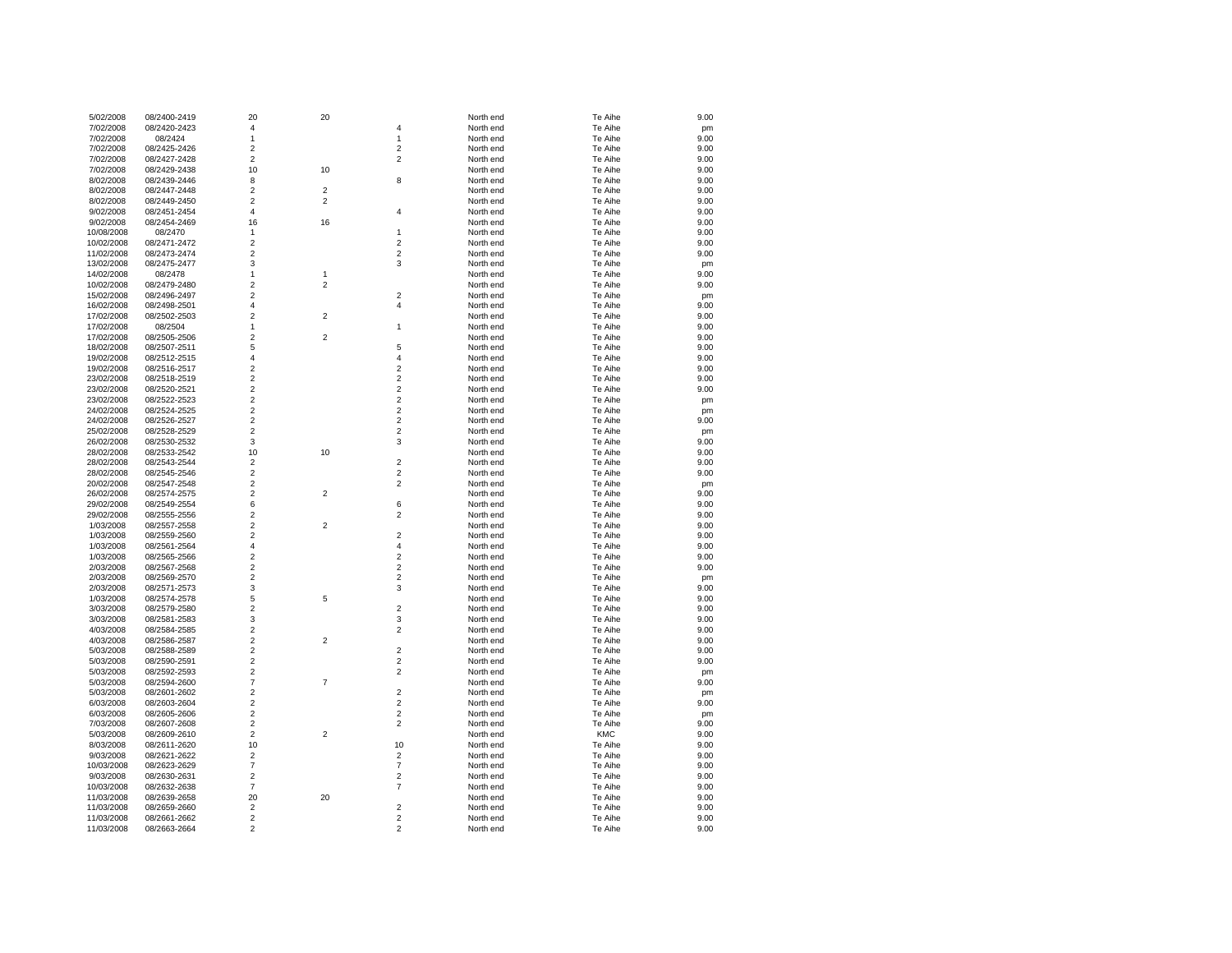|  |  |  |  |  |  |  |  |
|---|---|---|---|---|---|---|---|
| 5/02/2008 | 08/2400-2419 | 20 | 20 |  | North end | Te Aihe | 9.00 |
| 7/02/2008 | 08/2420-2423 | 4 |  | 4 | North end | Te Aihe | pm |
| 7/02/2008 | 08/2424 | 1 |  | 1 | North end | Te Aihe | 9.00 |
| 7/02/2008 | 08/2425-2426 | 2 |  | 2 | North end | Te Aihe | 9.00 |
| 7/02/2008 | 08/2427-2428 | 2 |  | 2 | North end | Te Aihe | 9.00 |
| 7/02/2008 | 08/2429-2438 | 10 | 10 |  | North end | Te Aihe | 9.00 |
| 8/02/2008 | 08/2439-2446 | 8 |  | 8 | North end | Te Aihe | 9.00 |
| 8/02/2008 | 08/2447-2448 | 2 | 2 |  | North end | Te Aihe | 9.00 |
| 8/02/2008 | 08/2449-2450 | 2 | 2 |  | North end | Te Aihe | 9.00 |
| 9/02/2008 | 08/2451-2454 | 4 |  | 4 | North end | Te Aihe | 9.00 |
| 9/02/2008 | 08/2454-2469 | 16 | 16 |  | North end | Te Aihe | 9.00 |
| 10/08/2008 | 08/2470 | 1 |  | 1 | North end | Te Aihe | 9.00 |
| 10/02/2008 | 08/2471-2472 | 2 |  | 2 | North end | Te Aihe | 9.00 |
| 11/02/2008 | 08/2473-2474 | 2 |  | 2 | North end | Te Aihe | 9.00 |
| 13/02/2008 | 08/2475-2477 | 3 |  | 3 | North end | Te Aihe | pm |
| 14/02/2008 | 08/2478 | 1 | 1 |  | North end | Te Aihe | 9.00 |
| 10/02/2008 | 08/2479-2480 | 2 | 2 |  | North end | Te Aihe | 9.00 |
| 15/02/2008 | 08/2496-2497 | 2 |  | 2 | North end | Te Aihe | pm |
| 16/02/2008 | 08/2498-2501 | 4 |  | 4 | North end | Te Aihe | 9.00 |
| 17/02/2008 | 08/2502-2503 | 2 | 2 |  | North end | Te Aihe | 9.00 |
| 17/02/2008 | 08/2504 | 1 |  | 1 | North end | Te Aihe | 9.00 |
| 17/02/2008 | 08/2505-2506 | 2 | 2 |  | North end | Te Aihe | 9.00 |
| 18/02/2008 | 08/2507-2511 | 5 |  | 5 | North end | Te Aihe | 9.00 |
| 19/02/2008 | 08/2512-2515 | 4 |  | 4 | North end | Te Aihe | 9.00 |
| 19/02/2008 | 08/2516-2517 | 2 |  | 2 | North end | Te Aihe | 9.00 |
| 23/02/2008 | 08/2518-2519 | 2 |  | 2 | North end | Te Aihe | 9.00 |
| 23/02/2008 | 08/2520-2521 | 2 |  | 2 | North end | Te Aihe | 9.00 |
| 23/02/2008 | 08/2522-2523 | 2 |  | 2 | North end | Te Aihe | pm |
| 24/02/2008 | 08/2524-2525 | 2 |  | 2 | North end | Te Aihe | pm |
| 24/02/2008 | 08/2526-2527 | 2 |  | 2 | North end | Te Aihe | 9.00 |
| 25/02/2008 | 08/2528-2529 | 2 |  | 2 | North end | Te Aihe | pm |
| 26/02/2008 | 08/2530-2532 | 3 |  | 3 | North end | Te Aihe | 9.00 |
| 28/02/2008 | 08/2533-2542 | 10 | 10 |  | North end | Te Aihe | 9.00 |
| 28/02/2008 | 08/2543-2544 | 2 |  | 2 | North end | Te Aihe | 9.00 |
| 28/02/2008 | 08/2545-2546 | 2 |  | 2 | North end | Te Aihe | 9.00 |
| 20/02/2008 | 08/2547-2548 | 2 |  | 2 | North end | Te Aihe | pm |
| 26/02/2008 | 08/2574-2575 | 2 | 2 |  | North end | Te Aihe | 9.00 |
| 29/02/2008 | 08/2549-2554 | 6 |  | 6 | North end | Te Aihe | 9.00 |
| 29/02/2008 | 08/2555-2556 | 2 |  | 2 | North end | Te Aihe | 9.00 |
| 1/03/2008 | 08/2557-2558 | 2 | 2 |  | North end | Te Aihe | 9.00 |
| 1/03/2008 | 08/2559-2560 | 2 |  | 2 | North end | Te Aihe | 9.00 |
| 1/03/2008 | 08/2561-2564 | 4 |  | 4 | North end | Te Aihe | 9.00 |
| 1/03/2008 | 08/2565-2566 | 2 |  | 2 | North end | Te Aihe | 9.00 |
| 2/03/2008 | 08/2567-2568 | 2 |  | 2 | North end | Te Aihe | 9.00 |
| 2/03/2008 | 08/2569-2570 | 2 |  | 2 | North end | Te Aihe | pm |
| 2/03/2008 | 08/2571-2573 | 3 |  | 3 | North end | Te Aihe | 9.00 |
| 1/03/2008 | 08/2574-2578 | 5 | 5 |  | North end | Te Aihe | 9.00 |
| 3/03/2008 | 08/2579-2580 | 2 |  | 2 | North end | Te Aihe | 9.00 |
| 3/03/2008 | 08/2581-2583 | 3 |  | 3 | North end | Te Aihe | 9.00 |
| 4/03/2008 | 08/2584-2585 | 2 |  | 2 | North end | Te Aihe | 9.00 |
| 4/03/2008 | 08/2586-2587 | 2 | 2 |  | North end | Te Aihe | 9.00 |
| 5/03/2008 | 08/2588-2589 | 2 |  | 2 | North end | Te Aihe | 9.00 |
| 5/03/2008 | 08/2590-2591 | 2 |  | 2 | North end | Te Aihe | 9.00 |
| 5/03/2008 | 08/2592-2593 | 2 |  | 2 | North end | Te Aihe | pm |
| 5/03/2008 | 08/2594-2600 | 7 | 7 |  | North end | Te Aihe | 9.00 |
| 5/03/2008 | 08/2601-2602 | 2 |  | 2 | North end | Te Aihe | pm |
| 6/03/2008 | 08/2603-2604 | 2 |  | 2 | North end | Te Aihe | 9.00 |
| 6/03/2008 | 08/2605-2606 | 2 |  | 2 | North end | Te Aihe | pm |
| 7/03/2008 | 08/2607-2608 | 2 |  | 2 | North end | Te Aihe | 9.00 |
| 5/03/2008 | 08/2609-2610 | 2 | 2 |  | North end | KMC | 9.00 |
| 8/03/2008 | 08/2611-2620 | 10 |  | 10 | North end | Te Aihe | 9.00 |
| 9/03/2008 | 08/2621-2622 | 2 |  | 2 | North end | Te Aihe | 9.00 |
| 10/03/2008 | 08/2623-2629 | 7 |  | 7 | North end | Te Aihe | 9.00 |
| 9/03/2008 | 08/2630-2631 | 2 |  | 2 | North end | Te Aihe | 9.00 |
| 10/03/2008 | 08/2632-2638 | 7 |  | 7 | North end | Te Aihe | 9.00 |
| 11/03/2008 | 08/2639-2658 | 20 | 20 |  | North end | Te Aihe | 9.00 |
| 11/03/2008 | 08/2659-2660 | 2 |  | 2 | North end | Te Aihe | 9.00 |
| 11/03/2008 | 08/2661-2662 | 2 |  | 2 | North end | Te Aihe | 9.00 |
| 11/03/2008 | 08/2663-2664 | 2 |  | 2 | North end | Te Aihe | 9.00 |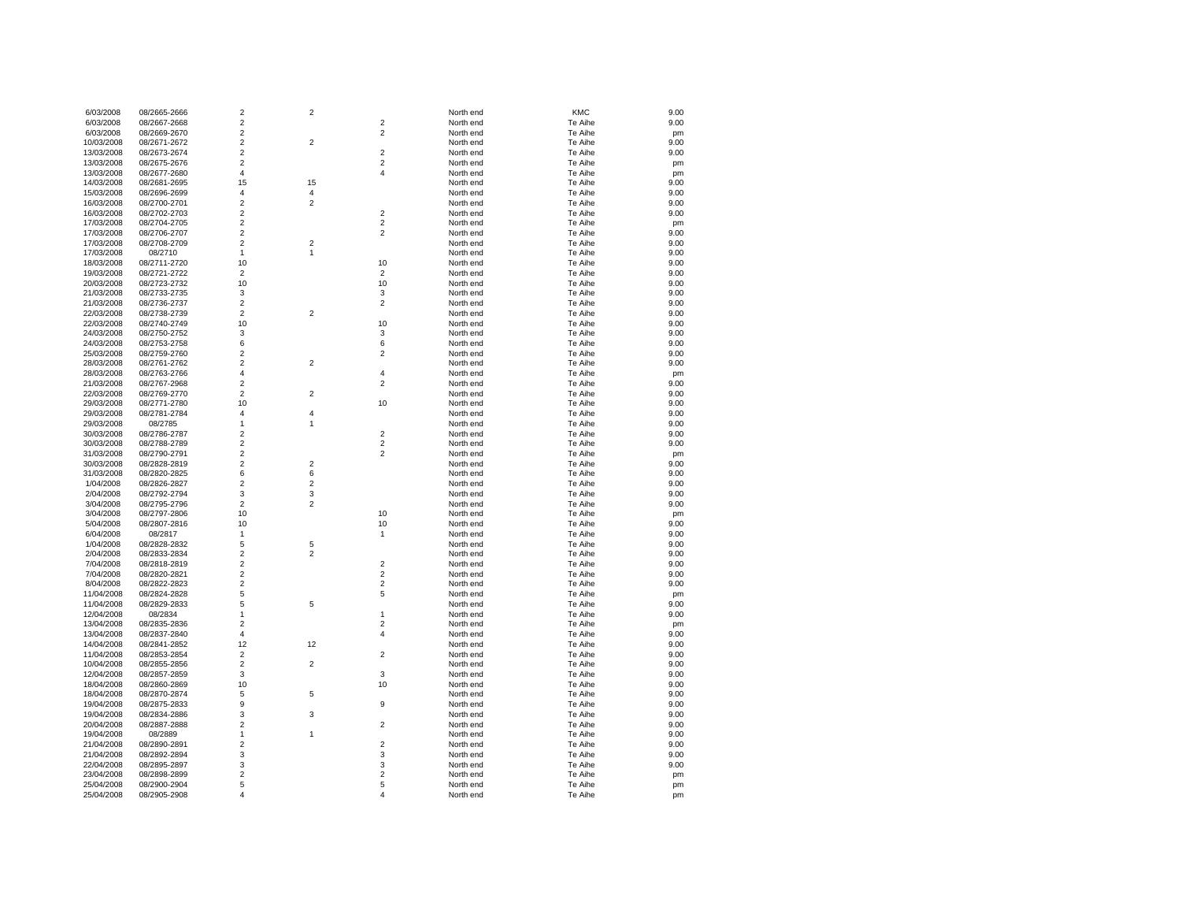| | | | | | | | |
|---|---|---|---|---|---|---|---|
| 6/03/2008 | 08/2665-2666 | 2 | 2 | | North end | KMC | 9.00 |
| 6/03/2008 | 08/2667-2668 | 2 | | 2 | North end | Te Aihe | 9.00 |
| 6/03/2008 | 08/2669-2670 | 2 | | 2 | North end | Te Aihe | pm |
| 10/03/2008 | 08/2671-2672 | 2 | 2 | | North end | Te Aihe | 9.00 |
| 13/03/2008 | 08/2673-2674 | 2 | | 2 | North end | Te Aihe | 9.00 |
| 13/03/2008 | 08/2675-2676 | 2 | | 2 | North end | Te Aihe | pm |
| 13/03/2008 | 08/2677-2680 | 4 | | 4 | North end | Te Aihe | pm |
| 14/03/2008 | 08/2681-2695 | 15 | 15 | | North end | Te Aihe | 9.00 |
| 15/03/2008 | 08/2696-2699 | 4 | 4 | | North end | Te Aihe | 9.00 |
| 16/03/2008 | 08/2700-2701 | 2 | 2 | | North end | Te Aihe | 9.00 |
| 16/03/2008 | 08/2702-2703 | 2 | | 2 | North end | Te Aihe | 9.00 |
| 17/03/2008 | 08/2704-2705 | 2 | | 2 | North end | Te Aihe | pm |
| 17/03/2008 | 08/2706-2707 | 2 | | 2 | North end | Te Aihe | 9.00 |
| 17/03/2008 | 08/2708-2709 | 2 | 2 | | North end | Te Aihe | 9.00 |
| 17/03/2008 | 08/2710 | 1 | 1 | | North end | Te Aihe | 9.00 |
| 18/03/2008 | 08/2711-2720 | 10 | | 10 | North end | Te Aihe | 9.00 |
| 19/03/2008 | 08/2721-2722 | 2 | | 2 | North end | Te Aihe | 9.00 |
| 20/03/2008 | 08/2723-2732 | 10 | | 10 | North end | Te Aihe | 9.00 |
| 21/03/2008 | 08/2733-2735 | 3 | | 3 | North end | Te Aihe | 9.00 |
| 21/03/2008 | 08/2736-2737 | 2 | | 2 | North end | Te Aihe | 9.00 |
| 22/03/2008 | 08/2738-2739 | 2 | 2 | | North end | Te Aihe | 9.00 |
| 22/03/2008 | 08/2740-2749 | 10 | | 10 | North end | Te Aihe | 9.00 |
| 24/03/2008 | 08/2750-2752 | 3 | | 3 | North end | Te Aihe | 9.00 |
| 24/03/2008 | 08/2753-2758 | 6 | | 6 | North end | Te Aihe | 9.00 |
| 25/03/2008 | 08/2759-2760 | 2 | | 2 | North end | Te Aihe | 9.00 |
| 28/03/2008 | 08/2761-2762 | 2 | 2 | | North end | Te Aihe | 9.00 |
| 28/03/2008 | 08/2763-2766 | 4 | | 4 | North end | Te Aihe | pm |
| 21/03/2008 | 08/2767-2968 | 2 | | 2 | North end | Te Aihe | 9.00 |
| 22/03/2008 | 08/2769-2770 | 2 | 2 | | North end | Te Aihe | 9.00 |
| 29/03/2008 | 08/2771-2780 | 10 | | 10 | North end | Te Aihe | 9.00 |
| 29/03/2008 | 08/2781-2784 | 4 | 4 | | North end | Te Aihe | 9.00 |
| 29/03/2008 | 08/2785 | 1 | 1 | | North end | Te Aihe | 9.00 |
| 30/03/2008 | 08/2786-2787 | 2 | | 2 | North end | Te Aihe | 9.00 |
| 30/03/2008 | 08/2788-2789 | 2 | | 2 | North end | Te Aihe | 9.00 |
| 31/03/2008 | 08/2790-2791 | 2 | | 2 | North end | Te Aihe | pm |
| 30/03/2008 | 08/2828-2819 | 2 | 2 | | North end | Te Aihe | 9.00 |
| 31/03/2008 | 08/2820-2825 | 6 | 6 | | North end | Te Aihe | 9.00 |
| 1/04/2008 | 08/2826-2827 | 2 | 2 | | North end | Te Aihe | 9.00 |
| 2/04/2008 | 08/2792-2794 | 3 | 3 | | North end | Te Aihe | 9.00 |
| 3/04/2008 | 08/2795-2796 | 2 | 2 | | North end | Te Aihe | 9.00 |
| 3/04/2008 | 08/2797-2806 | 10 | | 10 | North end | Te Aihe | pm |
| 5/04/2008 | 08/2807-2816 | 10 | | 10 | North end | Te Aihe | 9.00 |
| 6/04/2008 | 08/2817 | 1 | | 1 | North end | Te Aihe | 9.00 |
| 1/04/2008 | 08/2828-2832 | 5 | 5 | | North end | Te Aihe | 9.00 |
| 2/04/2008 | 08/2833-2834 | 2 | 2 | | North end | Te Aihe | 9.00 |
| 7/04/2008 | 08/2818-2819 | 2 | | 2 | North end | Te Aihe | 9.00 |
| 7/04/2008 | 08/2820-2821 | 2 | | 2 | North end | Te Aihe | 9.00 |
| 8/04/2008 | 08/2822-2823 | 2 | | 2 | North end | Te Aihe | 9.00 |
| 11/04/2008 | 08/2824-2828 | 5 | | 5 | North end | Te Aihe | pm |
| 11/04/2008 | 08/2829-2833 | 5 | 5 | | North end | Te Aihe | 9.00 |
| 12/04/2008 | 08/2834 | 1 | | 1 | North end | Te Aihe | 9.00 |
| 13/04/2008 | 08/2835-2836 | 2 | | 2 | North end | Te Aihe | pm |
| 13/04/2008 | 08/2837-2840 | 4 | | 4 | North end | Te Aihe | 9.00 |
| 14/04/2008 | 08/2841-2852 | 12 | 12 | | North end | Te Aihe | 9.00 |
| 11/04/2008 | 08/2853-2854 | 2 | | 2 | North end | Te Aihe | 9.00 |
| 10/04/2008 | 08/2855-2856 | 2 | 2 | | North end | Te Aihe | 9.00 |
| 12/04/2008 | 08/2857-2859 | 3 | | 3 | North end | Te Aihe | 9.00 |
| 18/04/2008 | 08/2860-2869 | 10 | | 10 | North end | Te Aihe | 9.00 |
| 18/04/2008 | 08/2870-2874 | 5 | 5 | | North end | Te Aihe | 9.00 |
| 19/04/2008 | 08/2875-2833 | 9 | | 9 | North end | Te Aihe | 9.00 |
| 19/04/2008 | 08/2834-2886 | 3 | 3 | | North end | Te Aihe | 9.00 |
| 20/04/2008 | 08/2887-2888 | 2 | | 2 | North end | Te Aihe | 9.00 |
| 19/04/2008 | 08/2889 | 1 | 1 | | North end | Te Aihe | 9.00 |
| 21/04/2008 | 08/2890-2891 | 2 | | 2 | North end | Te Aihe | 9.00 |
| 21/04/2008 | 08/2892-2894 | 3 | | 3 | North end | Te Aihe | 9.00 |
| 22/04/2008 | 08/2895-2897 | 3 | | 3 | North end | Te Aihe | 9.00 |
| 23/04/2008 | 08/2898-2899 | 2 | | 2 | North end | Te Aihe | pm |
| 25/04/2008 | 08/2900-2904 | 5 | | 5 | North end | Te Aihe | pm |
| 25/04/2008 | 08/2905-2908 | 4 | | 4 | North end | Te Aihe | pm |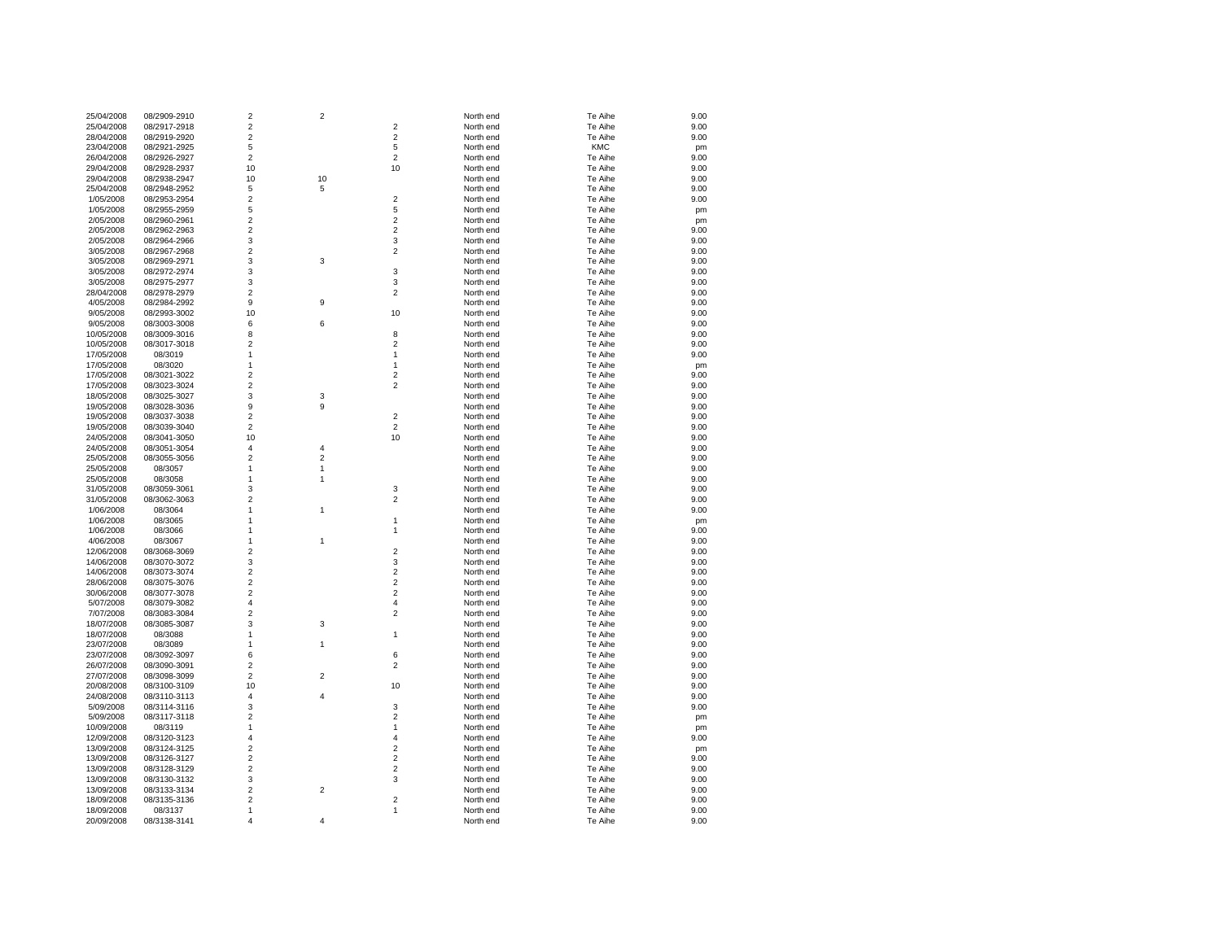|  |  |  |  |  |  |  |  |
|---|---|---|---|---|---|---|---|
| 25/04/2008 | 08/2909-2910 | 2 | 2 |  | North end | Te Aihe | 9.00 |
| 25/04/2008 | 08/2917-2918 | 2 |  | 2 | North end | Te Aihe | 9.00 |
| 28/04/2008 | 08/2919-2920 | 2 |  | 2 | North end | Te Aihe | 9.00 |
| 23/04/2008 | 08/2921-2925 | 5 |  | 5 | North end | KMC | pm |
| 26/04/2008 | 08/2926-2927 | 2 |  | 2 | North end | Te Aihe | 9.00 |
| 29/04/2008 | 08/2928-2937 | 10 |  | 10 | North end | Te Aihe | 9.00 |
| 29/04/2008 | 08/2938-2947 | 10 | 10 |  | North end | Te Aihe | 9.00 |
| 25/04/2008 | 08/2948-2952 | 5 | 5 |  | North end | Te Aihe | 9.00 |
| 1/05/2008 | 08/2953-2954 | 2 |  | 2 | North end | Te Aihe | 9.00 |
| 1/05/2008 | 08/2955-2959 | 5 |  | 5 | North end | Te Aihe | pm |
| 2/05/2008 | 08/2960-2961 | 2 |  | 2 | North end | Te Aihe | pm |
| 2/05/2008 | 08/2962-2963 | 2 |  | 2 | North end | Te Aihe | 9.00 |
| 2/05/2008 | 08/2964-2966 | 3 |  | 3 | North end | Te Aihe | 9.00 |
| 3/05/2008 | 08/2967-2968 | 2 |  | 2 | North end | Te Aihe | 9.00 |
| 3/05/2008 | 08/2969-2971 | 3 | 3 |  | North end | Te Aihe | 9.00 |
| 3/05/2008 | 08/2972-2974 | 3 |  | 3 | North end | Te Aihe | 9.00 |
| 3/05/2008 | 08/2975-2977 | 3 |  | 3 | North end | Te Aihe | 9.00 |
| 28/04/2008 | 08/2978-2979 | 2 |  | 2 | North end | Te Aihe | 9.00 |
| 4/05/2008 | 08/2984-2992 | 9 | 9 |  | North end | Te Aihe | 9.00 |
| 9/05/2008 | 08/2993-3002 | 10 |  | 10 | North end | Te Aihe | 9.00 |
| 9/05/2008 | 08/3003-3008 | 6 | 6 |  | North end | Te Aihe | 9.00 |
| 10/05/2008 | 08/3009-3016 | 8 |  | 8 | North end | Te Aihe | 9.00 |
| 10/05/2008 | 08/3017-3018 | 2 |  | 2 | North end | Te Aihe | 9.00 |
| 17/05/2008 | 08/3019 | 1 |  | 1 | North end | Te Aihe | 9.00 |
| 17/05/2008 | 08/3020 | 1 |  | 1 | North end | Te Aihe | pm |
| 17/05/2008 | 08/3021-3022 | 2 |  | 2 | North end | Te Aihe | 9.00 |
| 17/05/2008 | 08/3023-3024 | 2 |  | 2 | North end | Te Aihe | 9.00 |
| 18/05/2008 | 08/3025-3027 | 3 | 3 |  | North end | Te Aihe | 9.00 |
| 19/05/2008 | 08/3028-3036 | 9 | 9 |  | North end | Te Aihe | 9.00 |
| 19/05/2008 | 08/3037-3038 | 2 |  | 2 | North end | Te Aihe | 9.00 |
| 19/05/2008 | 08/3039-3040 | 2 |  | 2 | North end | Te Aihe | 9.00 |
| 24/05/2008 | 08/3041-3050 | 10 |  | 10 | North end | Te Aihe | 9.00 |
| 24/05/2008 | 08/3051-3054 | 4 | 4 |  | North end | Te Aihe | 9.00 |
| 25/05/2008 | 08/3055-3056 | 2 | 2 |  | North end | Te Aihe | 9.00 |
| 25/05/2008 | 08/3057 | 1 | 1 |  | North end | Te Aihe | 9.00 |
| 25/05/2008 | 08/3058 | 1 | 1 |  | North end | Te Aihe | 9.00 |
| 31/05/2008 | 08/3059-3061 | 3 |  | 3 | North end | Te Aihe | 9.00 |
| 31/05/2008 | 08/3062-3063 | 2 |  | 2 | North end | Te Aihe | 9.00 |
| 1/06/2008 | 08/3064 | 1 | 1 |  | North end | Te Aihe | 9.00 |
| 1/06/2008 | 08/3065 | 1 |  | 1 | North end | Te Aihe | pm |
| 1/06/2008 | 08/3066 | 1 |  | 1 | North end | Te Aihe | 9.00 |
| 4/06/2008 | 08/3067 | 1 | 1 |  | North end | Te Aihe | 9.00 |
| 12/06/2008 | 08/3068-3069 | 2 |  | 2 | North end | Te Aihe | 9.00 |
| 14/06/2008 | 08/3070-3072 | 3 |  | 3 | North end | Te Aihe | 9.00 |
| 14/06/2008 | 08/3073-3074 | 2 |  | 2 | North end | Te Aihe | 9.00 |
| 28/06/2008 | 08/3075-3076 | 2 |  | 2 | North end | Te Aihe | 9.00 |
| 30/06/2008 | 08/3077-3078 | 2 |  | 2 | North end | Te Aihe | 9.00 |
| 5/07/2008 | 08/3079-3082 | 4 |  | 4 | North end | Te Aihe | 9.00 |
| 7/07/2008 | 08/3083-3084 | 2 |  | 2 | North end | Te Aihe | 9.00 |
| 18/07/2008 | 08/3085-3087 | 3 | 3 |  | North end | Te Aihe | 9.00 |
| 18/07/2008 | 08/3088 | 1 |  | 1 | North end | Te Aihe | 9.00 |
| 23/07/2008 | 08/3089 | 1 | 1 |  | North end | Te Aihe | 9.00 |
| 23/07/2008 | 08/3092-3097 | 6 |  | 6 | North end | Te Aihe | 9.00 |
| 26/07/2008 | 08/3090-3091 | 2 |  | 2 | North end | Te Aihe | 9.00 |
| 27/07/2008 | 08/3098-3099 | 2 | 2 |  | North end | Te Aihe | 9.00 |
| 20/08/2008 | 08/3100-3109 | 10 |  | 10 | North end | Te Aihe | 9.00 |
| 24/08/2008 | 08/3110-3113 | 4 | 4 |  | North end | Te Aihe | 9.00 |
| 5/09/2008 | 08/3114-3116 | 3 |  | 3 | North end | Te Aihe | 9.00 |
| 5/09/2008 | 08/3117-3118 | 2 |  | 2 | North end | Te Aihe | pm |
| 10/09/2008 | 08/3119 | 1 |  | 1 | North end | Te Aihe | pm |
| 12/09/2008 | 08/3120-3123 | 4 |  | 4 | North end | Te Aihe | 9.00 |
| 13/09/2008 | 08/3124-3125 | 2 |  | 2 | North end | Te Aihe | pm |
| 13/09/2008 | 08/3126-3127 | 2 |  | 2 | North end | Te Aihe | 9.00 |
| 13/09/2008 | 08/3128-3129 | 2 |  | 2 | North end | Te Aihe | 9.00 |
| 13/09/2008 | 08/3130-3132 | 3 |  | 3 | North end | Te Aihe | 9.00 |
| 13/09/2008 | 08/3133-3134 | 2 | 2 |  | North end | Te Aihe | 9.00 |
| 18/09/2008 | 08/3135-3136 | 2 |  | 2 | North end | Te Aihe | 9.00 |
| 18/09/2008 | 08/3137 | 1 |  | 1 | North end | Te Aihe | 9.00 |
| 20/09/2008 | 08/3138-3141 | 4 | 4 |  | North end | Te Aihe | 9.00 |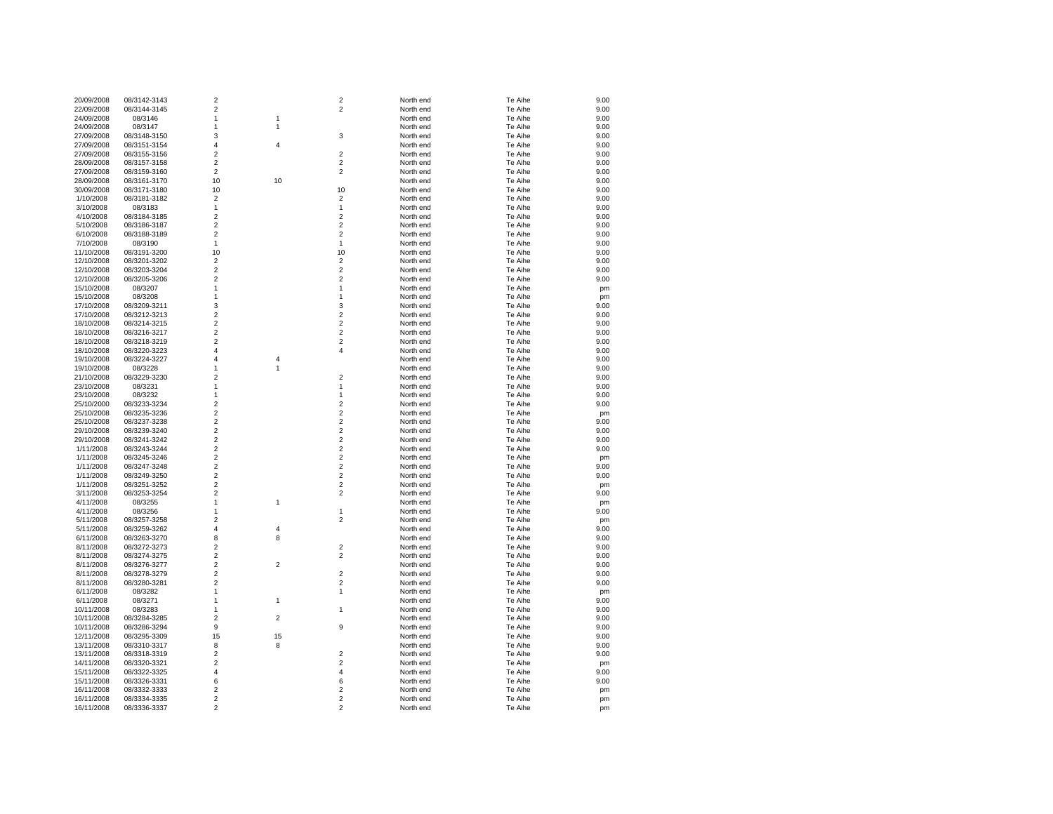| | | | | | | | |
|---|---|---|---|---|---|---|---|
| 20/09/2008 | 08/3142-3143 | 2 | | 2 | North end | Te Aihe | 9.00 |
| 22/09/2008 | 08/3144-3145 | 2 | | 2 | North end | Te Aihe | 9.00 |
| 24/09/2008 | 08/3146 | 1 | 1 | | North end | Te Aihe | 9.00 |
| 24/09/2008 | 08/3147 | 1 | 1 | | North end | Te Aihe | 9.00 |
| 27/09/2008 | 08/3148-3150 | 3 | | 3 | North end | Te Aihe | 9.00 |
| 27/09/2008 | 08/3151-3154 | 4 | 4 | | North end | Te Aihe | 9.00 |
| 27/09/2008 | 08/3155-3156 | 2 | | 2 | North end | Te Aihe | 9.00 |
| 28/09/2008 | 08/3157-3158 | 2 | | 2 | North end | Te Aihe | 9.00 |
| 27/09/2008 | 08/3159-3160 | 2 | | 2 | North end | Te Aihe | 9.00 |
| 28/09/2008 | 08/3161-3170 | 10 | 10 | | North end | Te Aihe | 9.00 |
| 30/09/2008 | 08/3171-3180 | 10 | | 10 | North end | Te Aihe | 9.00 |
| 1/10/2008 | 08/3181-3182 | 2 | | 2 | North end | Te Aihe | 9.00 |
| 3/10/2008 | 08/3183 | 1 | | 1 | North end | Te Aihe | 9.00 |
| 4/10/2008 | 08/3184-3185 | 2 | | 2 | North end | Te Aihe | 9.00 |
| 5/10/2008 | 08/3186-3187 | 2 | | 2 | North end | Te Aihe | 9.00 |
| 6/10/2008 | 08/3188-3189 | 2 | | 2 | North end | Te Aihe | 9.00 |
| 7/10/2008 | 08/3190 | 1 | | 1 | North end | Te Aihe | 9.00 |
| 11/10/2008 | 08/3191-3200 | 10 | | 10 | North end | Te Aihe | 9.00 |
| 12/10/2008 | 08/3201-3202 | 2 | | 2 | North end | Te Aihe | 9.00 |
| 12/10/2008 | 08/3203-3204 | 2 | | 2 | North end | Te Aihe | 9.00 |
| 12/10/2008 | 08/3205-3206 | 2 | | 2 | North end | Te Aihe | 9.00 |
| 15/10/2008 | 08/3207 | 1 | | 1 | North end | Te Aihe | pm |
| 15/10/2008 | 08/3208 | 1 | | 1 | North end | Te Aihe | pm |
| 17/10/2008 | 08/3209-3211 | 3 | | 3 | North end | Te Aihe | 9.00 |
| 17/10/2008 | 08/3212-3213 | 2 | | 2 | North end | Te Aihe | 9.00 |
| 18/10/2008 | 08/3214-3215 | 2 | | 2 | North end | Te Aihe | 9.00 |
| 18/10/2008 | 08/3216-3217 | 2 | | 2 | North end | Te Aihe | 9.00 |
| 18/10/2008 | 08/3218-3219 | 2 | | 2 | North end | Te Aihe | 9.00 |
| 18/10/2008 | 08/3220-3223 | 4 | | 4 | North end | Te Aihe | 9.00 |
| 19/10/2008 | 08/3224-3227 | 4 | 4 | | North end | Te Aihe | 9.00 |
| 19/10/2008 | 08/3228 | 1 | 1 | | North end | Te Aihe | 9.00 |
| 21/10/2008 | 08/3229-3230 | 2 | | 2 | North end | Te Aihe | 9.00 |
| 23/10/2008 | 08/3231 | 1 | | 1 | North end | Te Aihe | 9.00 |
| 23/10/2008 | 08/3232 | 1 | | 1 | North end | Te Aihe | 9.00 |
| 25/10/2000 | 08/3233-3234 | 2 | | 2 | North end | Te Aihe | 9.00 |
| 25/10/2008 | 08/3235-3236 | 2 | | 2 | North end | Te Aihe | pm |
| 25/10/2008 | 08/3237-3238 | 2 | | 2 | North end | Te Aihe | 9.00 |
| 29/10/2008 | 08/3239-3240 | 2 | | 2 | North end | Te Aihe | 9.00 |
| 29/10/2008 | 08/3241-3242 | 2 | | 2 | North end | Te Aihe | 9.00 |
| 1/11/2008 | 08/3243-3244 | 2 | | 2 | North end | Te Aihe | 9.00 |
| 1/11/2008 | 08/3245-3246 | 2 | | 2 | North end | Te Aihe | pm |
| 1/11/2008 | 08/3247-3248 | 2 | | 2 | North end | Te Aihe | 9.00 |
| 1/11/2008 | 08/3249-3250 | 2 | | 2 | North end | Te Aihe | 9.00 |
| 1/11/2008 | 08/3251-3252 | 2 | | 2 | North end | Te Aihe | pm |
| 3/11/2008 | 08/3253-3254 | 2 | | 2 | North end | Te Aihe | 9.00 |
| 4/11/2008 | 08/3255 | 1 | 1 | | North end | Te Aihe | pm |
| 4/11/2008 | 08/3256 | 1 | | 1 | North end | Te Aihe | 9.00 |
| 5/11/2008 | 08/3257-3258 | 2 | | 2 | North end | Te Aihe | pm |
| 5/11/2008 | 08/3259-3262 | 4 | 4 | | North end | Te Aihe | 9.00 |
| 6/11/2008 | 08/3263-3270 | 8 | 8 | | North end | Te Aihe | 9.00 |
| 8/11/2008 | 08/3272-3273 | 2 | | 2 | North end | Te Aihe | 9.00 |
| 8/11/2008 | 08/3274-3275 | 2 | | 2 | North end | Te Aihe | 9.00 |
| 8/11/2008 | 08/3276-3277 | 2 | 2 | | North end | Te Aihe | 9.00 |
| 8/11/2008 | 08/3278-3279 | 2 | | 2 | North end | Te Aihe | 9.00 |
| 8/11/2008 | 08/3280-3281 | 2 | | 2 | North end | Te Aihe | 9.00 |
| 6/11/2008 | 08/3282 | 1 | | 1 | North end | Te Aihe | pm |
| 6/11/2008 | 08/3271 | 1 | 1 | | North end | Te Aihe | 9.00 |
| 10/11/2008 | 08/3283 | 1 | | 1 | North end | Te Aihe | 9.00 |
| 10/11/2008 | 08/3284-3285 | 2 | 2 | | North end | Te Aihe | 9.00 |
| 10/11/2008 | 08/3286-3294 | 9 | | 9 | North end | Te Aihe | 9.00 |
| 12/11/2008 | 08/3295-3309 | 15 | 15 | | North end | Te Aihe | 9.00 |
| 13/11/2008 | 08/3310-3317 | 8 | 8 | | North end | Te Aihe | 9.00 |
| 13/11/2008 | 08/3318-3319 | 2 | | 2 | North end | Te Aihe | 9.00 |
| 14/11/2008 | 08/3320-3321 | 2 | | 2 | North end | Te Aihe | pm |
| 15/11/2008 | 08/3322-3325 | 4 | | 4 | North end | Te Aihe | 9.00 |
| 15/11/2008 | 08/3326-3331 | 6 | | 6 | North end | Te Aihe | 9.00 |
| 16/11/2008 | 08/3332-3333 | 2 | | 2 | North end | Te Aihe | pm |
| 16/11/2008 | 08/3334-3335 | 2 | | 2 | North end | Te Aihe | pm |
| 16/11/2008 | 08/3336-3337 | 2 | | 2 | North end | Te Aihe | pm |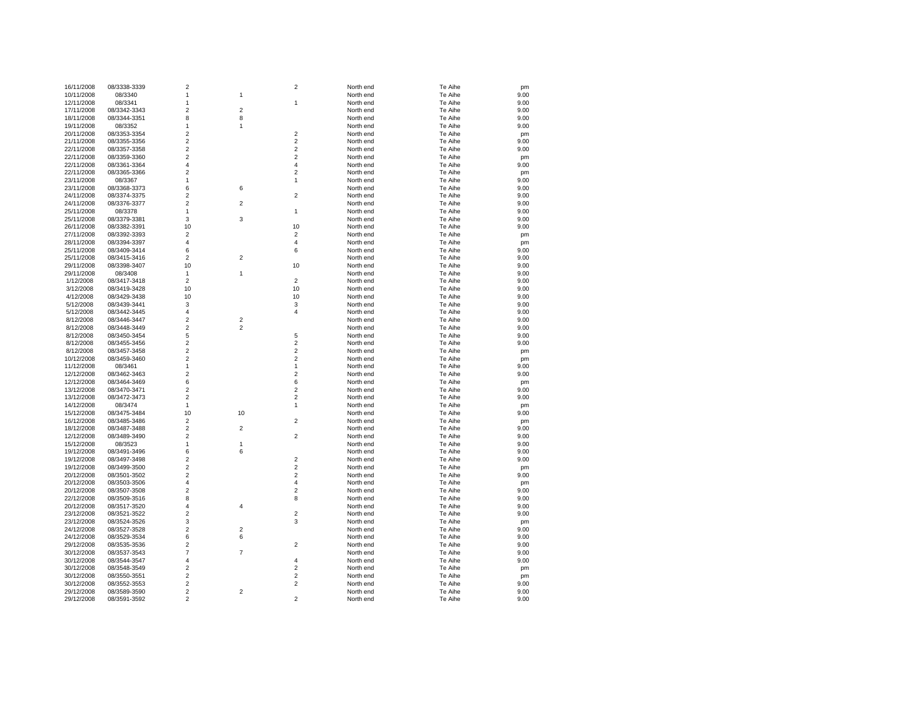| | | | | | | | |
|---|---|---|---|---|---|---|---|
| 16/11/2008 | 08/3338-3339 | 2 | | 2 | North end | Te Aihe | pm |
| 10/11/2008 | 08/3340 | 1 | 1 | | North end | Te Aihe | 9.00 |
| 12/11/2008 | 08/3341 | 1 | | 1 | North end | Te Aihe | 9.00 |
| 17/11/2008 | 08/3342-3343 | 2 | 2 | | North end | Te Aihe | 9.00 |
| 18/11/2008 | 08/3344-3351 | 8 | 8 | | North end | Te Aihe | 9.00 |
| 19/11/2008 | 08/3352 | 1 | 1 | | North end | Te Aihe | 9.00 |
| 20/11/2008 | 08/3353-3354 | 2 | | 2 | North end | Te Aihe | pm |
| 21/11/2008 | 08/3355-3356 | 2 | | 2 | North end | Te Aihe | 9.00 |
| 22/11/2008 | 08/3357-3358 | 2 | | 2 | North end | Te Aihe | 9.00 |
| 22/11/2008 | 08/3359-3360 | 2 | | 2 | North end | Te Aihe | pm |
| 22/11/2008 | 08/3361-3364 | 4 | | 4 | North end | Te Aihe | 9.00 |
| 22/11/2008 | 08/3365-3366 | 2 | | 2 | North end | Te Aihe | pm |
| 23/11/2008 | 08/3367 | 1 | | 1 | North end | Te Aihe | 9.00 |
| 23/11/2008 | 08/3368-3373 | 6 | 6 | | North end | Te Aihe | 9.00 |
| 24/11/2008 | 08/3374-3375 | 2 | | 2 | North end | Te Aihe | 9.00 |
| 24/11/2008 | 08/3376-3377 | 2 | 2 | | North end | Te Aihe | 9.00 |
| 25/11/2008 | 08/3378 | 1 | | 1 | North end | Te Aihe | 9.00 |
| 25/11/2008 | 08/3379-3381 | 3 | 3 | | North end | Te Aihe | 9.00 |
| 26/11/2008 | 08/3382-3391 | 10 | | 10 | North end | Te Aihe | 9.00 |
| 27/11/2008 | 08/3392-3393 | 2 | | 2 | North end | Te Aihe | pm |
| 28/11/2008 | 08/3394-3397 | 4 | | 4 | North end | Te Aihe | pm |
| 25/11/2008 | 08/3409-3414 | 6 | | 6 | North end | Te Aihe | 9.00 |
| 25/11/2008 | 08/3415-3416 | 2 | 2 | | North end | Te Aihe | 9.00 |
| 29/11/2008 | 08/3398-3407 | 10 | | 10 | North end | Te Aihe | 9.00 |
| 29/11/2008 | 08/3408 | 1 | 1 | | North end | Te Aihe | 9.00 |
| 1/12/2008 | 08/3417-3418 | 2 | | 2 | North end | Te Aihe | 9.00 |
| 3/12/2008 | 08/3419-3428 | 10 | | 10 | North end | Te Aihe | 9.00 |
| 4/12/2008 | 08/3429-3438 | 10 | | 10 | North end | Te Aihe | 9.00 |
| 5/12/2008 | 08/3439-3441 | 3 | | 3 | North end | Te Aihe | 9.00 |
| 5/12/2008 | 08/3442-3445 | 4 | | 4 | North end | Te Aihe | 9.00 |
| 8/12/2008 | 08/3446-3447 | 2 | 2 | | North end | Te Aihe | 9.00 |
| 8/12/2008 | 08/3448-3449 | 2 | 2 | | North end | Te Aihe | 9.00 |
| 8/12/2008 | 08/3450-3454 | 5 | | 5 | North end | Te Aihe | 9.00 |
| 8/12/2008 | 08/3455-3456 | 2 | | 2 | North end | Te Aihe | 9.00 |
| 8/12/2008 | 08/3457-3458 | 2 | | 2 | North end | Te Aihe | pm |
| 10/12/2008 | 08/3459-3460 | 2 | | 2 | North end | Te Aihe | pm |
| 11/12/2008 | 08/3461 | 1 | | 1 | North end | Te Aihe | 9.00 |
| 12/12/2008 | 08/3462-3463 | 2 | | 2 | North end | Te Aihe | 9.00 |
| 12/12/2008 | 08/3464-3469 | 6 | | 6 | North end | Te Aihe | pm |
| 13/12/2008 | 08/3470-3471 | 2 | | 2 | North end | Te Aihe | 9.00 |
| 13/12/2008 | 08/3472-3473 | 2 | | 2 | North end | Te Aihe | 9.00 |
| 14/12/2008 | 08/3474 | 1 | | 1 | North end | Te Aihe | pm |
| 15/12/2008 | 08/3475-3484 | 10 | 10 | | North end | Te Aihe | 9.00 |
| 16/12/2008 | 08/3485-3486 | 2 | | 2 | North end | Te Aihe | pm |
| 18/12/2008 | 08/3487-3488 | 2 | 2 | | North end | Te Aihe | 9.00 |
| 12/12/2008 | 08/3489-3490 | 2 | | 2 | North end | Te Aihe | 9.00 |
| 15/12/2008 | 08/3523 | 1 | 1 | | North end | Te Aihe | 9.00 |
| 19/12/2008 | 08/3491-3496 | 6 | 6 | | North end | Te Aihe | 9.00 |
| 19/12/2008 | 08/3497-3498 | 2 | | 2 | North end | Te Aihe | 9.00 |
| 19/12/2008 | 08/3499-3500 | 2 | | 2 | North end | Te Aihe | pm |
| 20/12/2008 | 08/3501-3502 | 2 | | 2 | North end | Te Aihe | 9.00 |
| 20/12/2008 | 08/3503-3506 | 4 | | 4 | North end | Te Aihe | pm |
| 20/12/2008 | 08/3507-3508 | 2 | | 2 | North end | Te Aihe | 9.00 |
| 22/12/2008 | 08/3509-3516 | 8 | | 8 | North end | Te Aihe | 9.00 |
| 20/12/2008 | 08/3517-3520 | 4 | 4 | | North end | Te Aihe | 9.00 |
| 23/12/2008 | 08/3521-3522 | 2 | | 2 | North end | Te Aihe | 9.00 |
| 23/12/2008 | 08/3524-3526 | 3 | | 3 | North end | Te Aihe | pm |
| 24/12/2008 | 08/3527-3528 | 2 | 2 | | North end | Te Aihe | 9.00 |
| 24/12/2008 | 08/3529-3534 | 6 | 6 | | North end | Te Aihe | 9.00 |
| 29/12/2008 | 08/3535-3536 | 2 | | 2 | North end | Te Aihe | 9.00 |
| 30/12/2008 | 08/3537-3543 | 7 | 7 | | North end | Te Aihe | 9.00 |
| 30/12/2008 | 08/3544-3547 | 4 | | 4 | North end | Te Aihe | 9.00 |
| 30/12/2008 | 08/3548-3549 | 2 | | 2 | North end | Te Aihe | pm |
| 30/12/2008 | 08/3550-3551 | 2 | | 2 | North end | Te Aihe | pm |
| 30/12/2008 | 08/3552-3553 | 2 | | 2 | North end | Te Aihe | 9.00 |
| 29/12/2008 | 08/3589-3590 | 2 | 2 | | North end | Te Aihe | 9.00 |
| 29/12/2008 | 08/3591-3592 | 2 | | 2 | North end | Te Aihe | 9.00 |